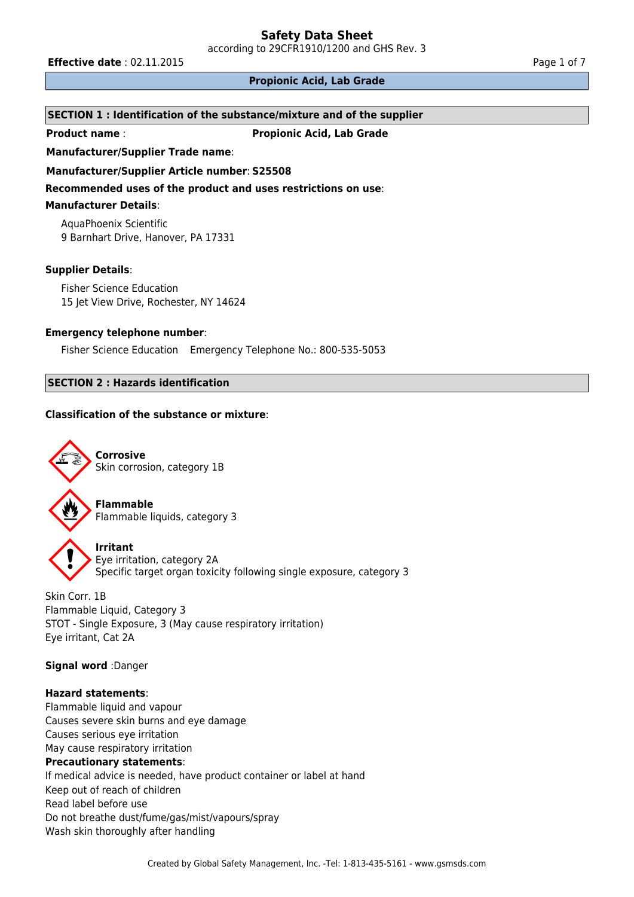# Safety Data Sheet

according to 29CFR1910/1200 and GHS Rev. 3

**Effective date** : 02.11.2015

**Propionic Acid, Lab Grade**

## SECTION 1 : Identification of the substance/mixture and of the supplier

**Product name** : **Propionic Acid, Lab Grade**

**Manufacturer/Supplier Trade name**:

**Manufacturer/Supplier Article number**: **S25508**

**Recommended uses of the product and uses restrictions on use**:

**Manufacturer Details**:

AquaPhoenix Scientific
9 Barnhart Drive, Hanover, PA 17331

**Supplier Details**:

Fisher Science Education
15 Jet View Drive, Rochester, NY 14624

**Emergency telephone number**:

Fisher Science Education Emergency Telephone No.: 800-535-5053

## SECTION 2 : Hazards identification

**Classification of the substance or mixture**:

**Corrosive**
Skin corrosion, category 1B

**Flammable**
Flammable liquids, category 3

**Irritant**
Eye irritation, category 2A
Specific target organ toxicity following single exposure, category 3

Skin Corr. 1B
Flammable Liquid, Category 3
STOT - Single Exposure, 3 (May cause respiratory irritation)
Eye irritant, Cat 2A

**Signal word** :Danger

**Hazard statements**:
Flammable liquid and vapour
Causes severe skin burns and eye damage
Causes serious eye irritation
May cause respiratory irritation

**Precautionary statements**:
If medical advice is needed, have product container or label at hand
Keep out of reach of children
Read label before use
Do not breathe dust/fume/gas/mist/vapours/spray
Wash skin thoroughly after handling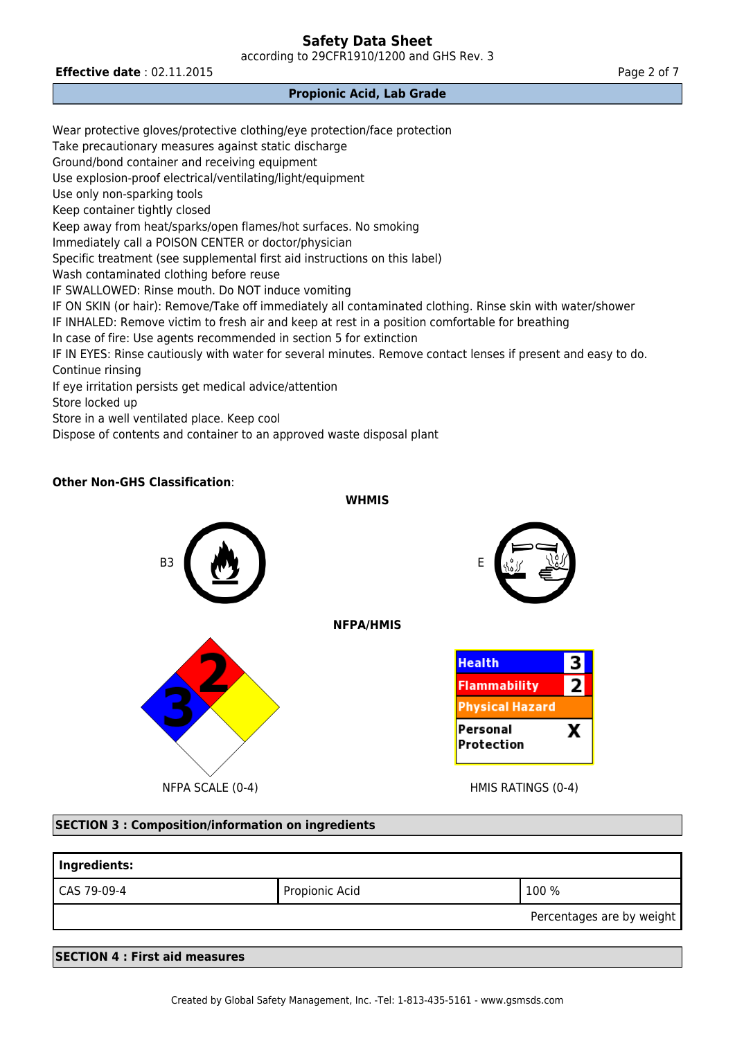Wear protective gloves/protective clothing/eye protection/face protection
Take precautionary measures against static discharge
Ground/bond container and receiving equipment
Use explosion-proof electrical/ventilating/light/equipment
Use only non-sparking tools
Keep container tightly closed
Keep away from heat/sparks/open flames/hot surfaces. No smoking
Immediately call a POISON CENTER or doctor/physician
Specific treatment (see supplemental first aid instructions on this label)
Wash contaminated clothing before reuse
IF SWALLOWED: Rinse mouth. Do NOT induce vomiting
IF ON SKIN (or hair): Remove/Take off immediately all contaminated clothing. Rinse skin with water/shower
IF INHALED: Remove victim to fresh air and keep at rest in a position comfortable for breathing
In case of fire: Use agents recommended in section 5 for extinction
IF IN EYES: Rinse cautiously with water for several minutes. Remove contact lenses if present and easy to do. Continue rinsing
If eye irritation persists get medical advice/attention
Store locked up
Store in a well ventilated place. Keep cool
Dispose of contents and container to an approved waste disposal plant

**Other Non-GHS Classification**:

**WHMIS**

B3 E

**NFPA/HMIS**

NFPA: Health 3, Flammability 2

NFPA SCALE (0-4)

| | |
|---|---|
| **Health** | **3** |
| **Flammability** | **2** |
| **Physical Hazard** | |
| **Personal Protection** | **X** |

HMIS RATINGS (0-4)

## SECTION 3 : Composition/information on ingredients

| **Ingredients:** | | |
|---|---|---|
| CAS 79-09-4 | Propionic Acid | 100 % |
| | | Percentages are by weight |

## SECTION 4 : First aid measures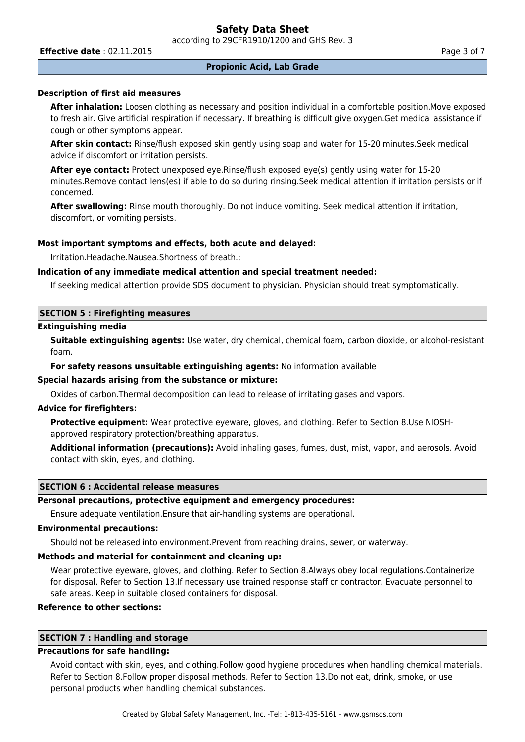### Description of first aid measures

**After inhalation:** Loosen clothing as necessary and position individual in a comfortable position.Move exposed to fresh air. Give artificial respiration if necessary. If breathing is difficult give oxygen.Get medical assistance if cough or other symptoms appear.

**After skin contact:** Rinse/flush exposed skin gently using soap and water for 15-20 minutes.Seek medical advice if discomfort or irritation persists.

**After eye contact:** Protect unexposed eye.Rinse/flush exposed eye(s) gently using water for 15-20 minutes.Remove contact lens(es) if able to do so during rinsing.Seek medical attention if irritation persists or if concerned.

**After swallowing:** Rinse mouth thoroughly. Do not induce vomiting. Seek medical attention if irritation, discomfort, or vomiting persists.

### Most important symptoms and effects, both acute and delayed:

Irritation.Headache.Nausea.Shortness of breath.;

### Indication of any immediate medical attention and special treatment needed:

If seeking medical attention provide SDS document to physician. Physician should treat symptomatically.

## SECTION 5 : Firefighting measures

### Extinguishing media

**Suitable extinguishing agents:** Use water, dry chemical, chemical foam, carbon dioxide, or alcohol-resistant foam.

**For safety reasons unsuitable extinguishing agents:** No information available

### Special hazards arising from the substance or mixture:

Oxides of carbon.Thermal decomposition can lead to release of irritating gases and vapors.

### Advice for firefighters:

**Protective equipment:** Wear protective eyeware, gloves, and clothing. Refer to Section 8.Use NIOSH-approved respiratory protection/breathing apparatus.

**Additional information (precautions):** Avoid inhaling gases, fumes, dust, mist, vapor, and aerosols. Avoid contact with skin, eyes, and clothing.

## SECTION 6 : Accidental release measures

### Personal precautions, protective equipment and emergency procedures:

Ensure adequate ventilation.Ensure that air-handling systems are operational.

### Environmental precautions:

Should not be released into environment.Prevent from reaching drains, sewer, or waterway.

### Methods and material for containment and cleaning up:

Wear protective eyeware, gloves, and clothing. Refer to Section 8.Always obey local regulations.Containerize for disposal. Refer to Section 13.If necessary use trained response staff or contractor. Evacuate personnel to safe areas. Keep in suitable closed containers for disposal.

### Reference to other sections:

## SECTION 7 : Handling and storage

### Precautions for safe handling:

Avoid contact with skin, eyes, and clothing.Follow good hygiene procedures when handling chemical materials. Refer to Section 8.Follow proper disposal methods. Refer to Section 13.Do not eat, drink, smoke, or use personal products when handling chemical substances.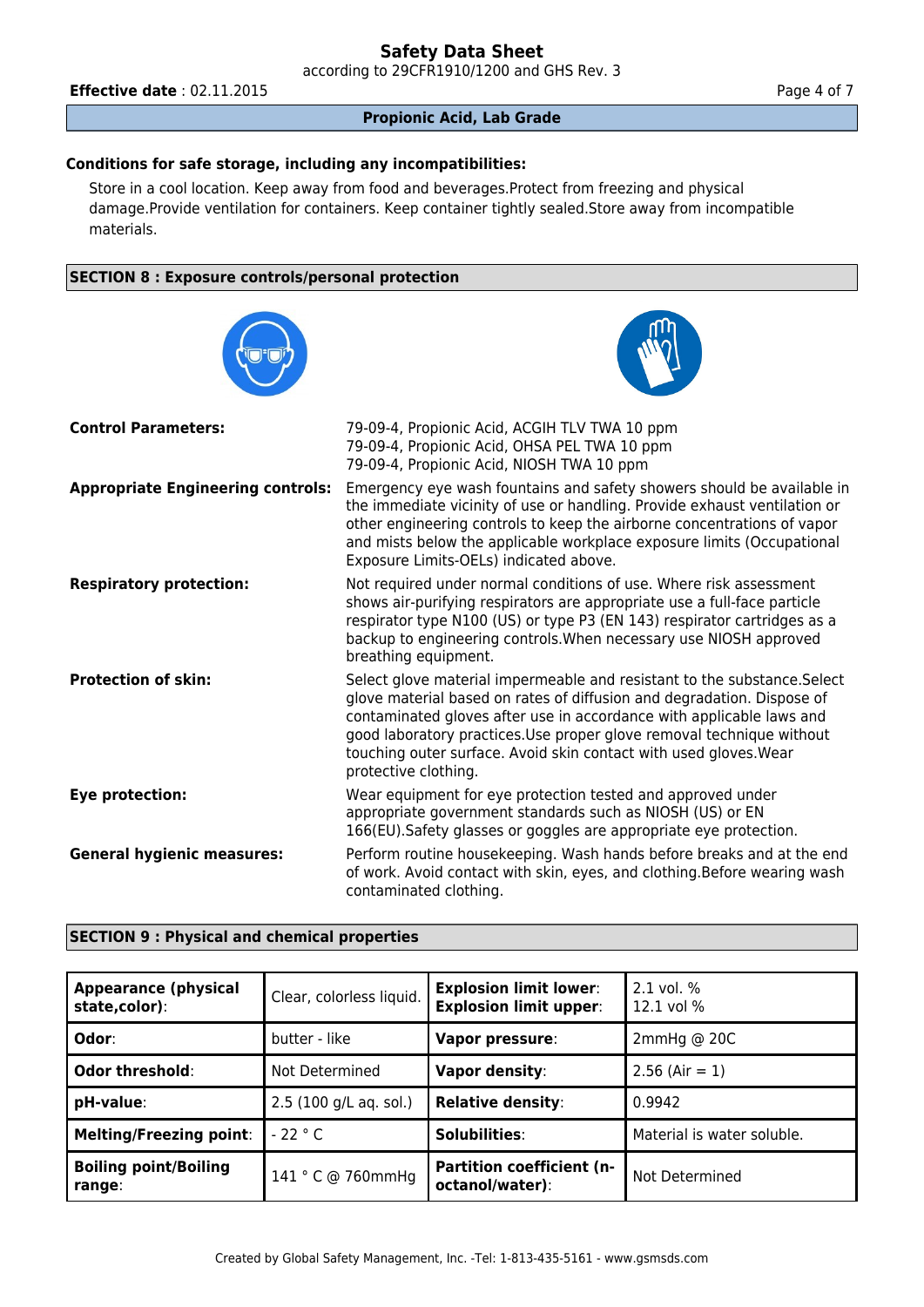### Conditions for safe storage, including any incompatibilities:

Store in a cool location. Keep away from food and beverages.Protect from freezing and physical damage.Provide ventilation for containers. Keep container tightly sealed.Store away from incompatible materials.

## SECTION 8 : Exposure controls/personal protection

| | |
|---|---|
| **Control Parameters:** | 79-09-4, Propionic Acid, ACGIH TLV TWA 10 ppm<br>79-09-4, Propionic Acid, OHSA PEL TWA 10 ppm<br>79-09-4, Propionic Acid, NIOSH TWA 10 ppm |
| **Appropriate Engineering controls:** | Emergency eye wash fountains and safety showers should be available in the immediate vicinity of use or handling. Provide exhaust ventilation or other engineering controls to keep the airborne concentrations of vapor and mists below the applicable workplace exposure limits (Occupational Exposure Limits-OELs) indicated above. |
| **Respiratory protection:** | Not required under normal conditions of use. Where risk assessment shows air-purifying respirators are appropriate use a full-face particle respirator type N100 (US) or type P3 (EN 143) respirator cartridges as a backup to engineering controls.When necessary use NIOSH approved breathing equipment. |
| **Protection of skin:** | Select glove material impermeable and resistant to the substance.Select glove material based on rates of diffusion and degradation. Dispose of contaminated gloves after use in accordance with applicable laws and good laboratory practices.Use proper glove removal technique without touching outer surface. Avoid skin contact with used gloves.Wear protective clothing. |
| **Eye protection:** | Wear equipment for eye protection tested and approved under appropriate government standards such as NIOSH (US) or EN 166(EU).Safety glasses or goggles are appropriate eye protection. |
| **General hygienic measures:** | Perform routine housekeeping. Wash hands before breaks and at the end of work. Avoid contact with skin, eyes, and clothing.Before wearing wash contaminated clothing. |

## SECTION 9 : Physical and chemical properties

| | | | |
|---|---|---|---|
| **Appearance (physical state,color)**: | Clear, colorless liquid. | **Explosion limit lower**:<br>**Explosion limit upper**: | 2.1 vol. %<br>12.1 vol % |
| **Odor**: | butter - like | **Vapor pressure**: | 2mmHg @ 20C |
| **Odor threshold**: | Not Determined | **Vapor density**: | 2.56 (Air = 1) |
| **pH-value**: | 2.5 (100 g/L aq. sol.) | **Relative density**: | 0.9942 |
| **Melting/Freezing point**: | - 22 ° C | **Solubilities**: | Material is water soluble. |
| **Boiling point/Boiling range**: | 141 ° C @ 760mmHg | **Partition coefficient (n-octanol/water)**: | Not Determined |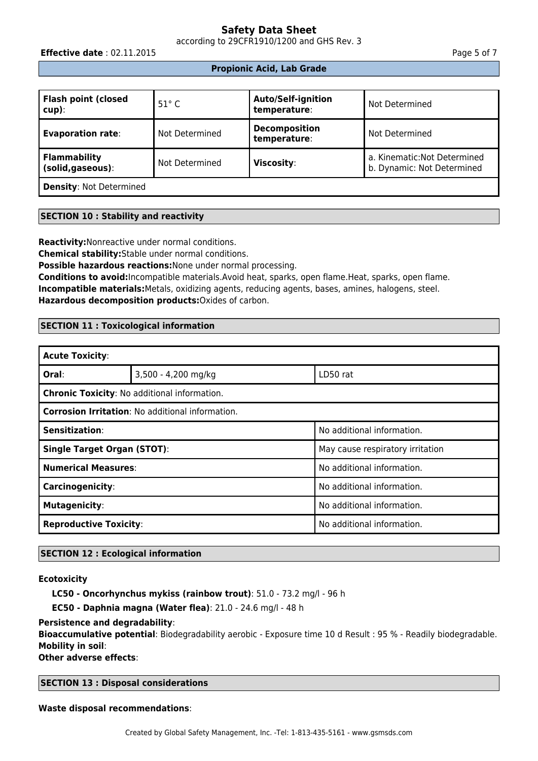| Flash point (closed cup): | 51° C | Auto/Self-ignition temperature: | Not Determined |
|---|---|---|---|
| Evaporation rate: | Not Determined | Decomposition temperature: | Not Determined |
| Flammability (solid,gaseous): | Not Determined | Viscosity: | a. Kinematic:Not Determined<br>b. Dynamic: Not Determined |
| Density: Not Determined | | | |

## SECTION 10 : Stability and reactivity

**Reactivity:**Nonreactive under normal conditions.
**Chemical stability:**Stable under normal conditions.
**Possible hazardous reactions:**None under normal processing.
**Conditions to avoid:**Incompatible materials.Avoid heat, sparks, open flame.Heat, sparks, open flame.
**Incompatible materials:**Metals, oxidizing agents, reducing agents, bases, amines, halogens, steel.
**Hazardous decomposition products:**Oxides of carbon.

## SECTION 11 : Toxicological information

| Acute Toxicity: | | |
|---|---|---|
| Oral: | 3,500 - 4,200 mg/kg | LD50 rat |
| Chronic Toxicity: No additional information. | | |
| Corrosion Irritation: No additional information. | | |
| Sensitization: | | No additional information. |
| Single Target Organ (STOT): | | May cause respiratory irritation |
| Numerical Measures: | | No additional information. |
| Carcinogenicity: | | No additional information. |
| Mutagenicity: | | No additional information. |
| Reproductive Toxicity: | | No additional information. |

## SECTION 12 : Ecological information

**Ecotoxicity**

**LC50 - Oncorhynchus mykiss (rainbow trout)**: 51.0 - 73.2 mg/l - 96 h

**EC50 - Daphnia magna (Water flea)**: 21.0 - 24.6 mg/l - 48 h

**Persistence and degradability**:
**Bioaccumulative potential**: Biodegradability aerobic - Exposure time 10 d Result : 95 % - Readily biodegradable.
**Mobility in soil**:
**Other adverse effects**:

## SECTION 13 : Disposal considerations

**Waste disposal recommendations**: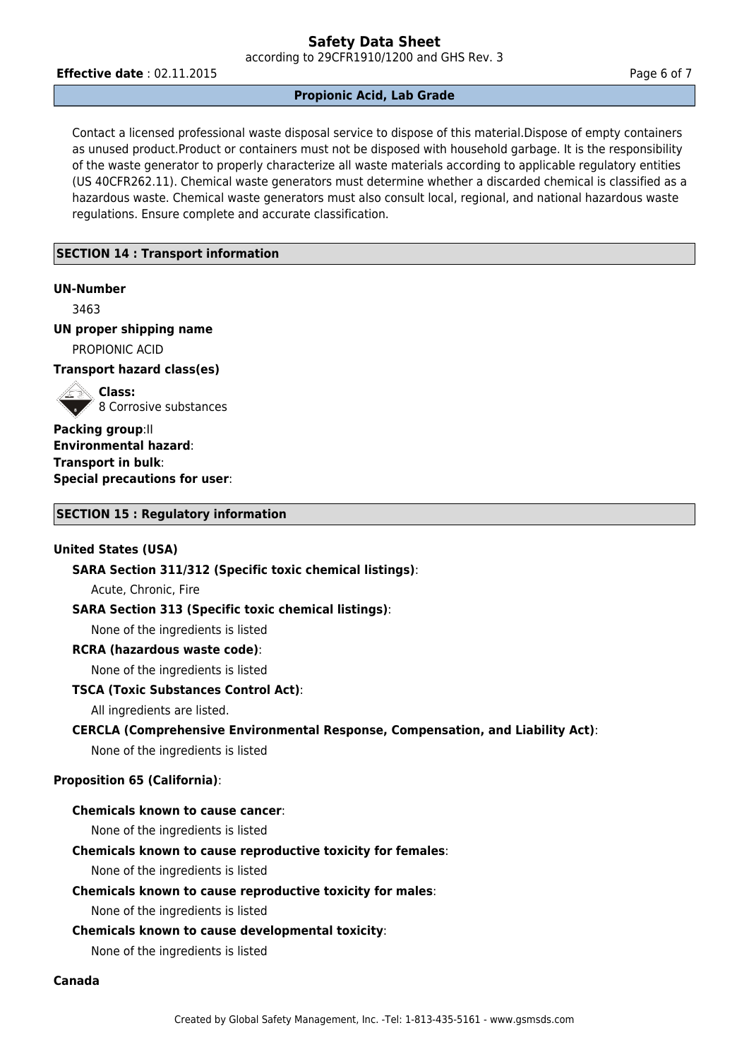Contact a licensed professional waste disposal service to dispose of this material.Dispose of empty containers as unused product.Product or containers must not be disposed with household garbage. It is the responsibility of the waste generator to properly characterize all waste materials according to applicable regulatory entities (US 40CFR262.11). Chemical waste generators must determine whether a discarded chemical is classified as a hazardous waste. Chemical waste generators must also consult local, regional, and national hazardous waste regulations. Ensure complete and accurate classification.

## SECTION 14 : Transport information

**UN-Number**

3463

**UN proper shipping name**

PROPIONIC ACID

**Transport hazard class(es)**

**Class:**
8 Corrosive substances

**Packing group**:II
**Environmental hazard**:
**Transport in bulk**:
**Special precautions for user**:

## SECTION 15 : Regulatory information

**United States (USA)**

**SARA Section 311/312 (Specific toxic chemical listings)**:

Acute, Chronic, Fire

**SARA Section 313 (Specific toxic chemical listings)**:

None of the ingredients is listed

**RCRA (hazardous waste code)**:

None of the ingredients is listed

**TSCA (Toxic Substances Control Act)**:

All ingredients are listed.

**CERCLA (Comprehensive Environmental Response, Compensation, and Liability Act)**:

None of the ingredients is listed

**Proposition 65 (California)**:

**Chemicals known to cause cancer**:

None of the ingredients is listed

**Chemicals known to cause reproductive toxicity for females**:

None of the ingredients is listed

**Chemicals known to cause reproductive toxicity for males**:

None of the ingredients is listed

**Chemicals known to cause developmental toxicity**:

None of the ingredients is listed

**Canada**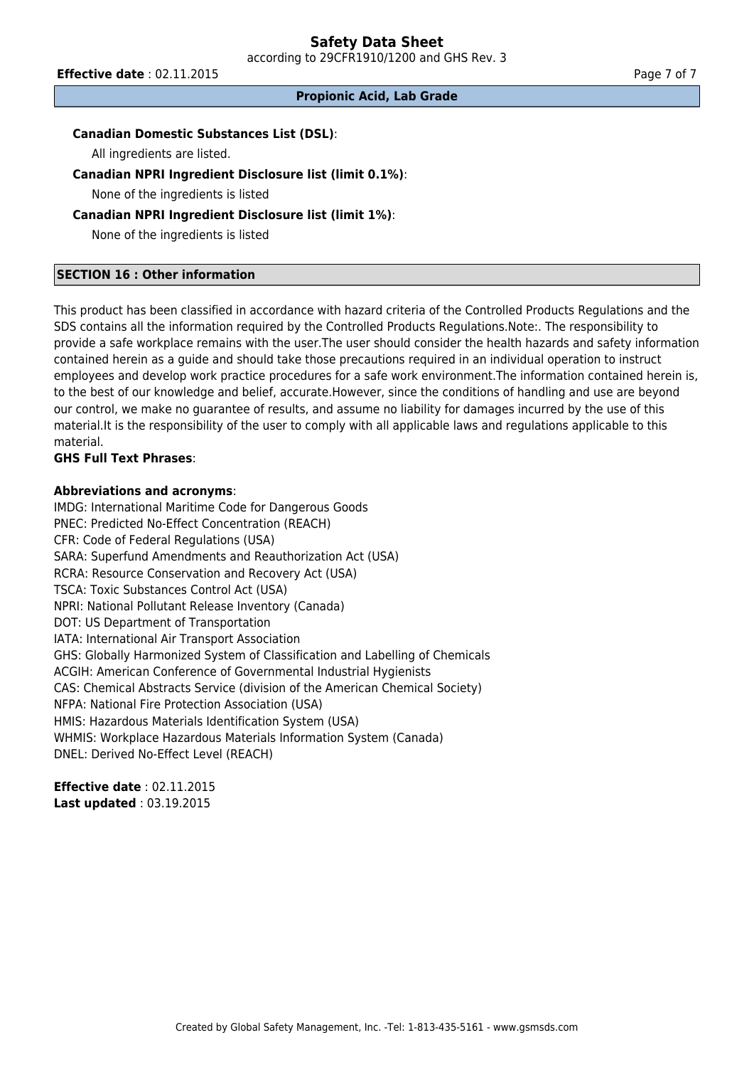**Canadian Domestic Substances List (DSL)**:

All ingredients are listed.

**Canadian NPRI Ingredient Disclosure list (limit 0.1%)**:

None of the ingredients is listed

**Canadian NPRI Ingredient Disclosure list (limit 1%)**:

None of the ingredients is listed

## SECTION 16 : Other information

This product has been classified in accordance with hazard criteria of the Controlled Products Regulations and the SDS contains all the information required by the Controlled Products Regulations.Note:. The responsibility to provide a safe workplace remains with the user.The user should consider the health hazards and safety information contained herein as a guide and should take those precautions required in an individual operation to instruct employees and develop work practice procedures for a safe work environment.The information contained herein is, to the best of our knowledge and belief, accurate.However, since the conditions of handling and use are beyond our control, we make no guarantee of results, and assume no liability for damages incurred by the use of this material.It is the responsibility of the user to comply with all applicable laws and regulations applicable to this material.

**GHS Full Text Phrases**:

**Abbreviations and acronyms**:

IMDG: International Maritime Code for Dangerous Goods
PNEC: Predicted No-Effect Concentration (REACH)
CFR: Code of Federal Regulations (USA)
SARA: Superfund Amendments and Reauthorization Act (USA)
RCRA: Resource Conservation and Recovery Act (USA)
TSCA: Toxic Substances Control Act (USA)
NPRI: National Pollutant Release Inventory (Canada)
DOT: US Department of Transportation
IATA: International Air Transport Association
GHS: Globally Harmonized System of Classification and Labelling of Chemicals
ACGIH: American Conference of Governmental Industrial Hygienists
CAS: Chemical Abstracts Service (division of the American Chemical Society)
NFPA: National Fire Protection Association (USA)
HMIS: Hazardous Materials Identification System (USA)
WHMIS: Workplace Hazardous Materials Information System (Canada)
DNEL: Derived No-Effect Level (REACH)

**Effective date** : 02.11.2015
**Last updated** : 03.19.2015